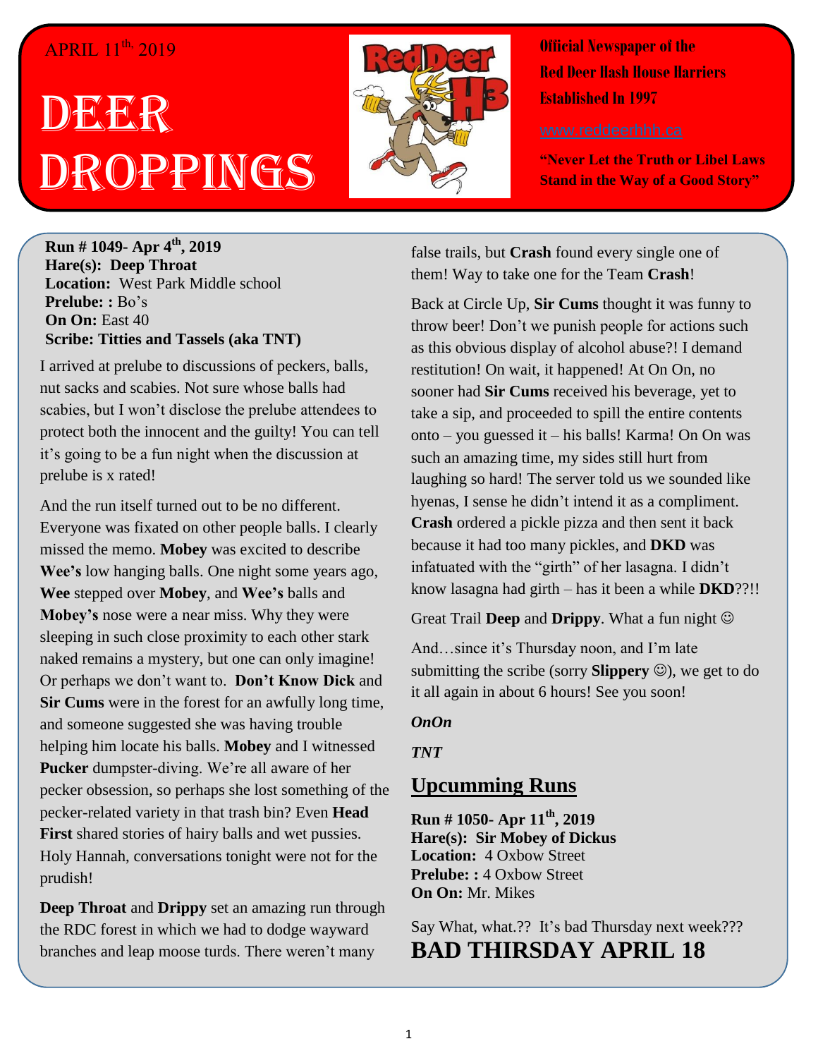APRIL 11th, 2019

# DEER DROPPINGS

**Official Newspaper of the Red Deer Hash House Harriers**

**Established In 1997**

www.reddeerhhh.ca

**"Never Let the Truth or Libel Laws Stand in the Way of a Good Story"**

**Run # 1049- Apr 4th, 2019**
**Hare(s): Deep Throat**
**Location:** West Park Middle school
**Prelube: :** Bo's
**On On:** East 40
**Scribe: Titties and Tassels (aka TNT)**

I arrived at prelube to discussions of peckers, balls, nut sacks and scabies. Not sure whose balls had scabies, but I won't disclose the prelube attendees to protect both the innocent and the guilty! You can tell it's going to be a fun night when the discussion at prelube is x rated!

And the run itself turned out to be no different. Everyone was fixated on other people balls. I clearly missed the memo. **Mobey** was excited to describe **Wee's** low hanging balls. One night some years ago, **Wee** stepped over **Mobey**, and **Wee's** balls and **Mobey's** nose were a near miss. Why they were sleeping in such close proximity to each other stark naked remains a mystery, but one can only imagine! Or perhaps we don't want to. **Don't Know Dick** and **Sir Cums** were in the forest for an awfully long time, and someone suggested she was having trouble helping him locate his balls. **Mobey** and I witnessed **Pucker** dumpster-diving. We're all aware of her pecker obsession, so perhaps she lost something of the pecker-related variety in that trash bin? Even **Head First** shared stories of hairy balls and wet pussies. Holy Hannah, conversations tonight were not for the prudish!

**Deep Throat** and **Drippy** set an amazing run through the RDC forest in which we had to dodge wayward branches and leap moose turds. There weren't many false trails, but **Crash** found every single one of them! Way to take one for the Team **Crash**!

Back at Circle Up, **Sir Cums** thought it was funny to throw beer! Don't we punish people for actions such as this obvious display of alcohol abuse?! I demand restitution! On wait, it happened! At On On, no sooner had **Sir Cums** received his beverage, yet to take a sip, and proceeded to spill the entire contents onto – you guessed it – his balls! Karma! On On was such an amazing time, my sides still hurt from laughing so hard! The server told us we sounded like hyenas, I sense he didn't intend it as a compliment. **Crash** ordered a pickle pizza and then sent it back because it had too many pickles, and **DKD** was infatuated with the "girth" of her lasagna. I didn't know lasagna had girth – has it been a while **DKD**??!!

Great Trail **Deep** and **Drippy**. What a fun night ☺

And…since it's Thursday noon, and I'm late submitting the scribe (sorry **Slippery** ☺), we get to do it all again in about 6 hours! See you soon!

***OnOn***

***TNT***

## Upcumming Runs

**Run # 1050- Apr 11th, 2019**
**Hare(s): Sir Mobey of Dickus**
**Location:** 4 Oxbow Street
**Prelube: :** 4 Oxbow Street
**On On:** Mr. Mikes

Say What, what.?? It's bad Thursday next week???

# BAD THIRSDAY APRIL 18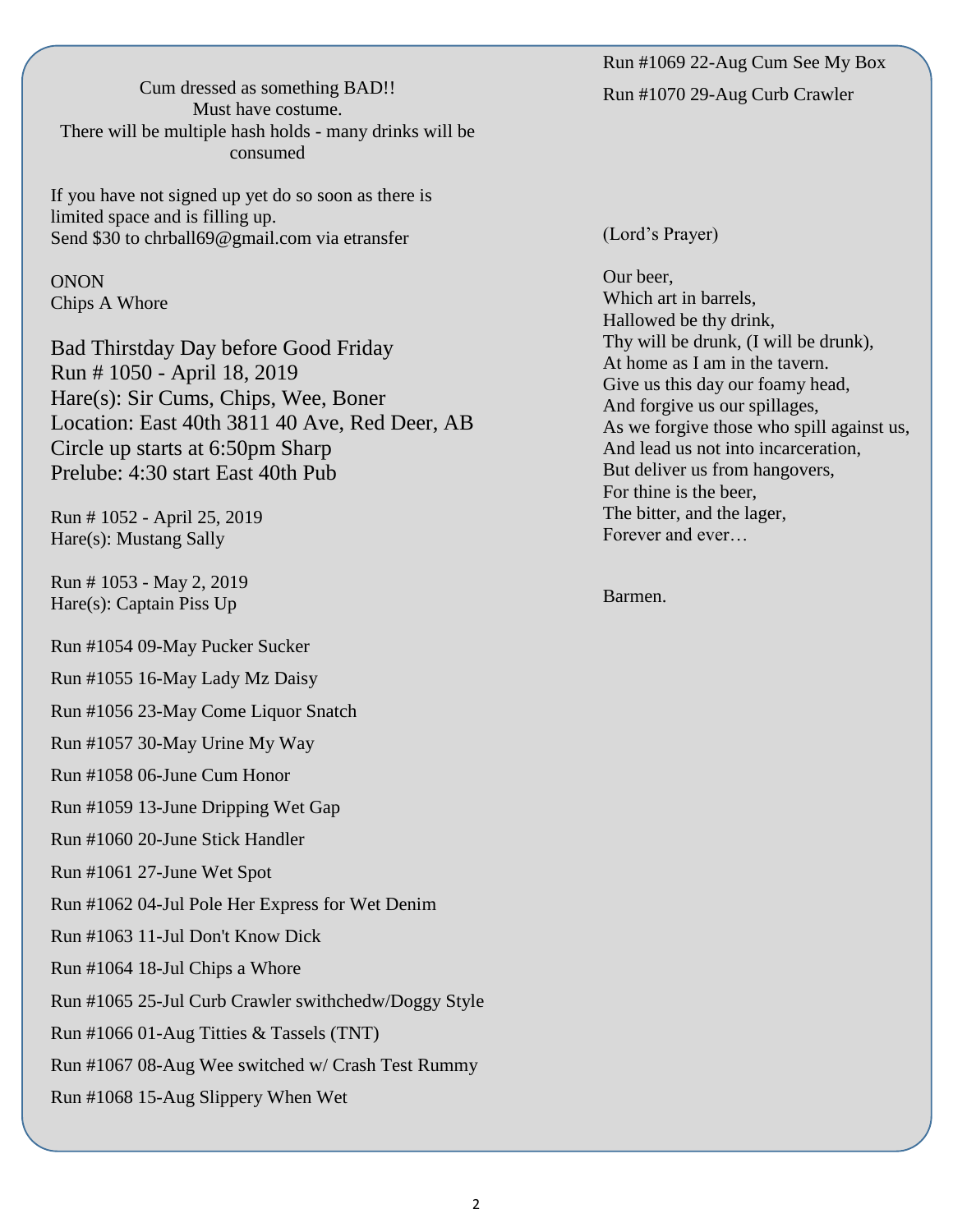Cum dressed as something BAD!!
Must have costume.
There will be multiple hash holds - many drinks will be consumed

If you have not signed up yet do so soon as there is limited space and is filling up.
Send $30 to chrball69@gmail.com via etransfer

ONON
Chips A Whore

Bad Thirstday Day before Good Friday
Run # 1050 - April 18, 2019
Hare(s): Sir Cums, Chips, Wee, Boner
Location: East 40th 3811 40 Ave, Red Deer, AB
Circle up starts at 6:50pm Sharp
Prelube: 4:30 start East 40th Pub

Run # 1052 - April 25, 2019
Hare(s): Mustang Sally

Run # 1053 - May 2, 2019
Hare(s): Captain Piss Up

Run #1054 09-May Pucker Sucker

Run #1055 16-May Lady Mz Daisy

Run #1056 23-May Come Liquor Snatch

Run #1057 30-May Urine My Way

Run #1058 06-June Cum Honor

Run #1059 13-June Dripping Wet Gap

Run #1060 20-June Stick Handler

Run #1061 27-June Wet Spot

Run #1062 04-Jul Pole Her Express for Wet Denim

Run #1063 11-Jul Don't Know Dick

Run #1064 18-Jul Chips a Whore

Run #1065 25-Jul Curb Crawler swithchedw/Doggy Style

Run #1066 01-Aug Titties & Tassels (TNT)

Run #1067 08-Aug Wee switched w/ Crash Test Rummy

Run #1068 15-Aug Slippery When Wet

Run #1069 22-Aug Cum See My Box

Run #1070 29-Aug Curb Crawler

(Lord's Prayer)

Our beer,
Which art in barrels,
Hallowed be thy drink,
Thy will be drunk, (I will be drunk),
At home as I am in the tavern.
Give us this day our foamy head,
And forgive us our spillages,
As we forgive those who spill against us,
And lead us not into incarceration,
But deliver us from hangovers,
For thine is the beer,
The bitter, and the lager,
Forever and ever…

Barmen.